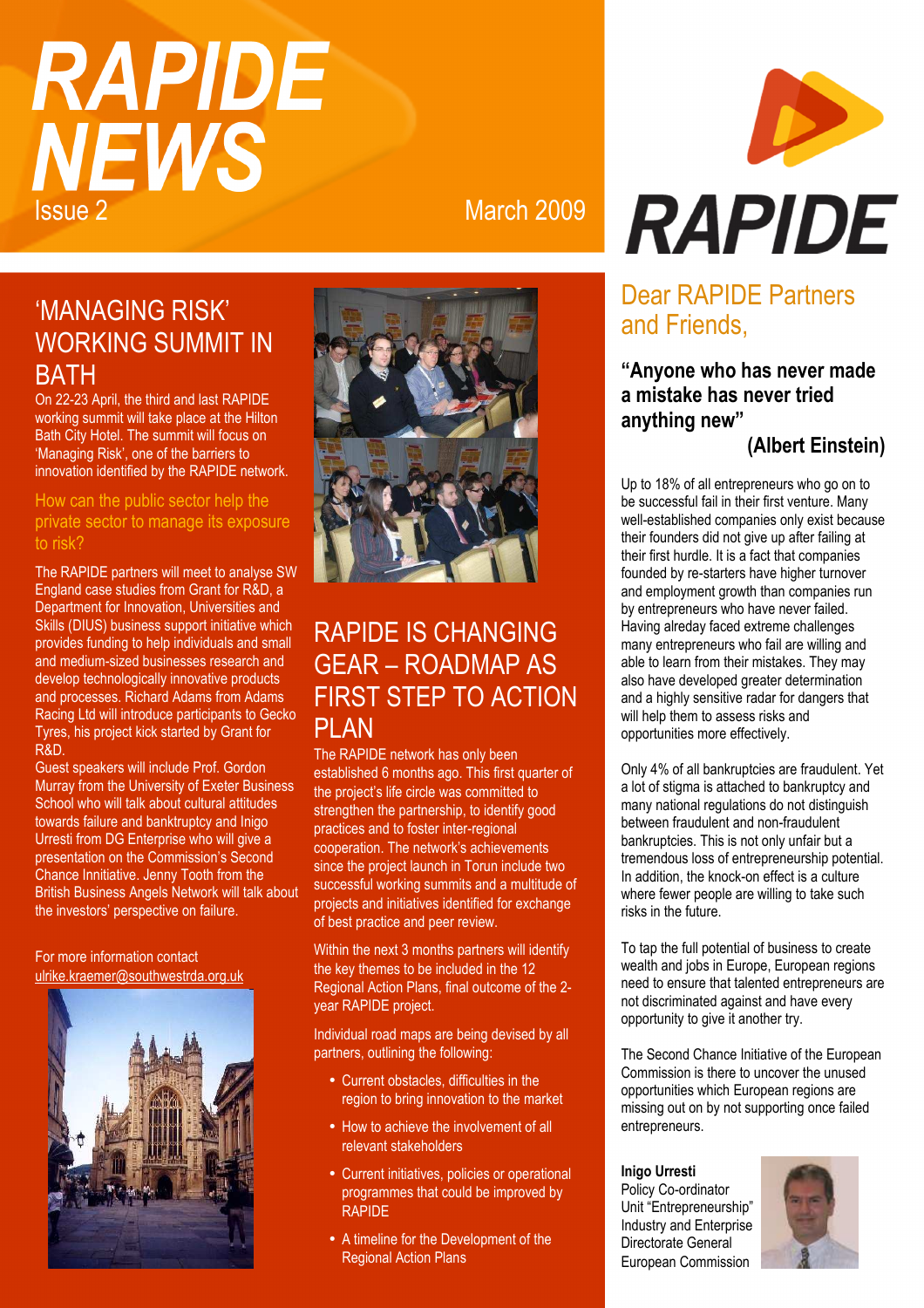# RAPIDE NEWS

Issue 2

March 2009

RAPIDE

## 'MANAGING RISK' WORKING SUMMIT IN BATH

On 22-23 April, the third and last RAPIDE working summit will take place at the Hilton Bath City Hotel. The summit will focus on 'Managing Risk', one of the barriers to innovation identified by the RAPIDE network.

### How can the public sector help the private sector to manage its exposure to risk?

The RAPIDE partners will meet to analyse SW England case studies from Grant for R&D, a Department for Innovation, Universities and Skills (DIUS) business support initiative which provides funding to help individuals and small and medium-sized businesses research and develop technologically innovative products and processes. Richard Adams from Adams Racing Ltd will introduce participants to Gecko Tyres, his project kick started by Grant for R&D.

Guest speakers will include Prof. Gordon Murray from the University of Exeter Business School who will talk about cultural attitudes towards failure and banktruptcy and Inigo Urresti from DG Enterprise who will give a presentation on the Commission's Second Chance Innitiative. Jenny Tooth from the British Business Angels Network will talk about the investors' perspective on failure.

For more information contact ulrike.kraemer@southwestrda.org.uk

## RAPIDE IS CHANGING GEAR – ROADMAP AS FIRST STEP TO ACTION PLAN

The RAPIDE network has only been established 6 months ago. This first quarter of the project's life circle was committed to strengthen the partnership, to identify good practices and to foster inter-regional cooperation. The network's achievements since the project launch in Torun include two successful working summits and a multitude of projects and initiatives identified for exchange of best practice and peer review.

Within the next 3 months partners will identify the key themes to be included in the 12 Regional Action Plans, final outcome of the 2-year RAPIDE project.

Individual road maps are being devised by all partners, outlining the following:

- Current obstacles, difficulties in the region to bring innovation to the market
- How to achieve the involvement of all relevant stakeholders
- Current initiatives, policies or operational programmes that could be improved by RAPIDE
- A timeline for the Development of the Regional Action Plans

## Dear RAPIDE Partners and Friends,

**"Anyone who has never made a mistake has never tried anything new"**

**(Albert Einstein)**

Up to 18% of all entrepreneurs who go on to be successful fail in their first venture. Many well-established companies only exist because their founders did not give up after failing at their first hurdle. It is a fact that companies founded by re-starters have higher turnover and employment growth than companies run by entrepreneurs who have never failed. Having alreday faced extreme challenges many entrepreneurs who fail are willing and able to learn from their mistakes. They may also have developed greater determination and a highly sensitive radar for dangers that will help them to assess risks and opportunities more effectively.

Only 4% of all bankruptcies are fraudulent. Yet a lot of stigma is attached to bankruptcy and many national regulations do not distinguish between fraudulent and non-fraudulent bankruptcies. This is not only unfair but a tremendous loss of entrepreneurship potential. In addition, the knock-on effect is a culture where fewer people are willing to take such risks in the future.

To tap the full potential of business to create wealth and jobs in Europe, European regions need to ensure that talented entrepreneurs are not discriminated against and have every opportunity to give it another try.

The Second Chance Initiative of the European Commission is there to uncover the unused opportunities which European regions are missing out on by not supporting once failed entrepreneurs.

**Inigo Urresti**
Policy Co-ordinator
Unit "Entrepreneurship"
Industry and Enterprise
Directorate General
European Commission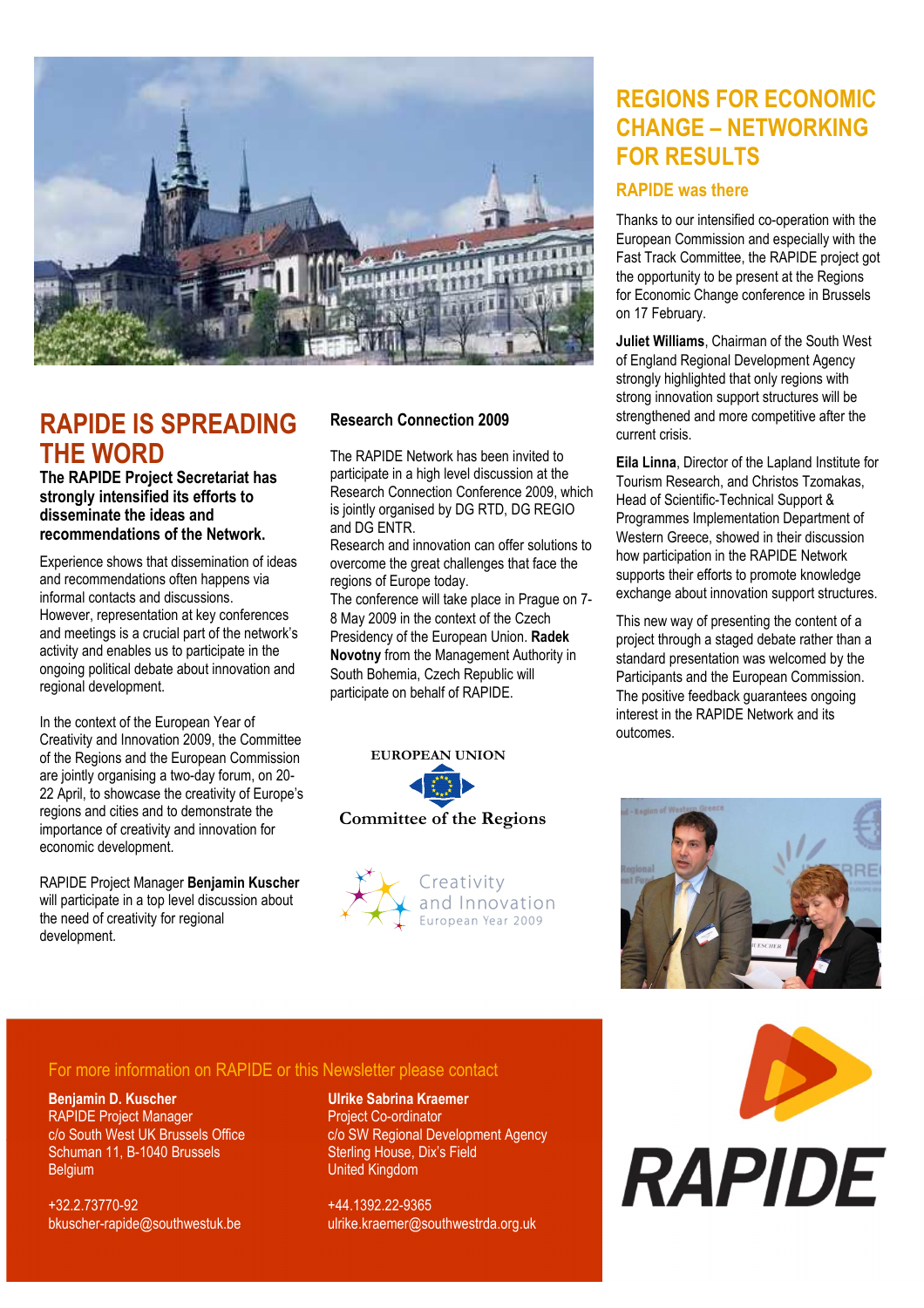## RAPIDE IS SPREADING THE WORD

**The RAPIDE Project Secretariat has strongly intensified its efforts to disseminate the ideas and recommendations of the Network.**

Experience shows that dissemination of ideas and recommendations often happens via informal contacts and discussions. However, representation at key conferences and meetings is a crucial part of the network's activity and enables us to participate in the ongoing political debate about innovation and regional development.

In the context of the European Year of Creativity and Innovation 2009, the Committee of the Regions and the European Commission are jointly organising a two-day forum, on 20-22 April, to showcase the creativity of Europe's regions and cities and to demonstrate the importance of creativity and innovation for economic development.

RAPIDE Project Manager **Benjamin Kuscher** will participate in a top level discussion about the need of creativity for regional development.

### Research Connection 2009

The RAPIDE Network has been invited to participate in a high level discussion at the Research Connection Conference 2009, which is jointly organised by DG RTD, DG REGIO and DG ENTR.
Research and innovation can offer solutions to overcome the great challenges that face the regions of Europe today.
The conference will take place in Prague on 7-8 May 2009 in the context of the Czech Presidency of the European Union. **Radek Novotny** from the Management Authority in South Bohemia, Czech Republic will participate on behalf of RAPIDE.

EUROPEAN UNION
Committee of the Regions

Creativity and Innovation European Year 2009

## REGIONS FOR ECONOMIC CHANGE – NETWORKING FOR RESULTS

### RAPIDE was there

Thanks to our intensified co-operation with the European Commission and especially with the Fast Track Committee, the RAPIDE project got the opportunity to be present at the Regions for Economic Change conference in Brussels on 17 February.

**Juliet Williams**, Chairman of the South West of England Regional Development Agency strongly highlighted that only regions with strong innovation support structures will be strengthened and more competitive after the current crisis.

**Eila Linna**, Director of the Lapland Institute for Tourism Research, and Christos Tzomakas, Head of Scientific-Technical Support & Programmes Implementation Department of Western Greece, showed in their discussion how participation in the RAPIDE Network supports their efforts to promote knowledge exchange about innovation support structures.

This new way of presenting the content of a project through a staged debate rather than a standard presentation was welcomed by the Participants and the European Commission. The positive feedback guarantees ongoing interest in the RAPIDE Network and its outcomes.

For more information on RAPIDE or this Newsletter please contact

**Benjamin D. Kuscher**
RAPIDE Project Manager
c/o South West UK Brussels Office
Schuman 11, B-1040 Brussels
Belgium

+32.2.73770-92
bkuscher-rapide@southwestuk.be

**Ulrike Sabrina Kraemer**
Project Co-ordinator
c/o SW Regional Development Agency
Sterling House, Dix's Field
United Kingdom

+44.1392.22-9365
ulrike.kraemer@southwestrda.org.uk

RAPIDE